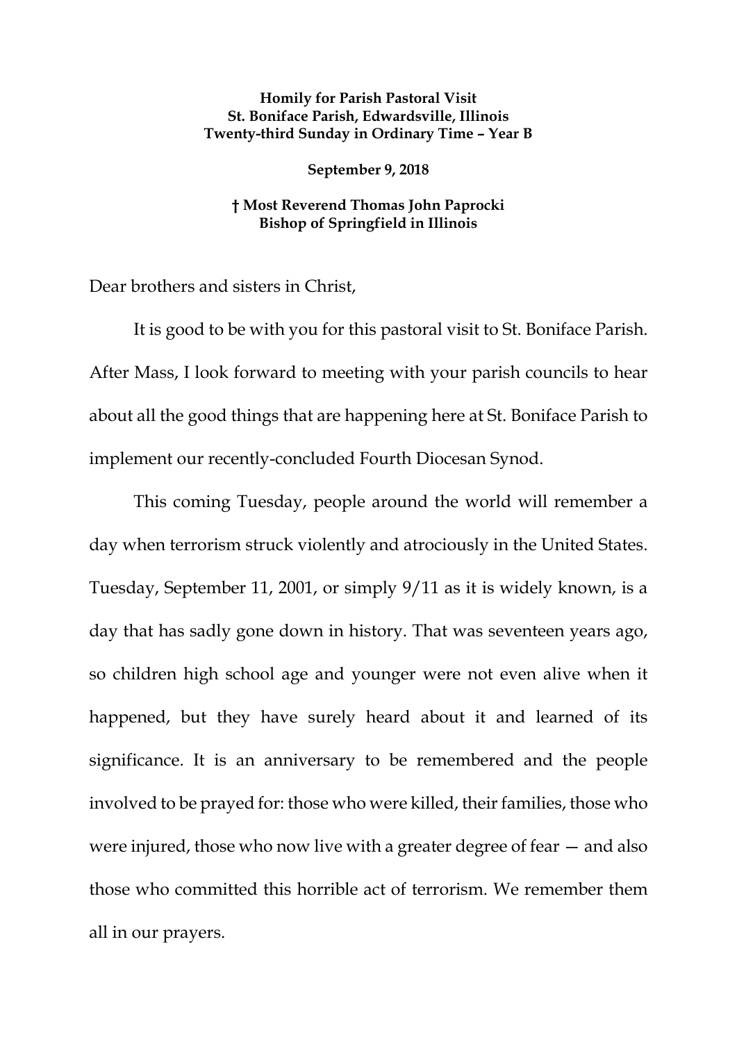**Homily for Parish Pastoral Visit**
**St. Boniface Parish, Edwardsville, Illinois**
**Twenty-third Sunday in Ordinary Time – Year B**

**September 9, 2018**

**† Most Reverend Thomas John Paprocki**
**Bishop of Springfield in Illinois**

Dear brothers and sisters in Christ,

It is good to be with you for this pastoral visit to St. Boniface Parish. After Mass, I look forward to meeting with your parish councils to hear about all the good things that are happening here at St. Boniface Parish to implement our recently-concluded Fourth Diocesan Synod.

This coming Tuesday, people around the world will remember a day when terrorism struck violently and atrociously in the United States. Tuesday, September 11, 2001, or simply 9/11 as it is widely known, is a day that has sadly gone down in history. That was seventeen years ago, so children high school age and younger were not even alive when it happened, but they have surely heard about it and learned of its significance. It is an anniversary to be remembered and the people involved to be prayed for: those who were killed, their families, those who were injured, those who now live with a greater degree of fear — and also those who committed this horrible act of terrorism. We remember them all in our prayers.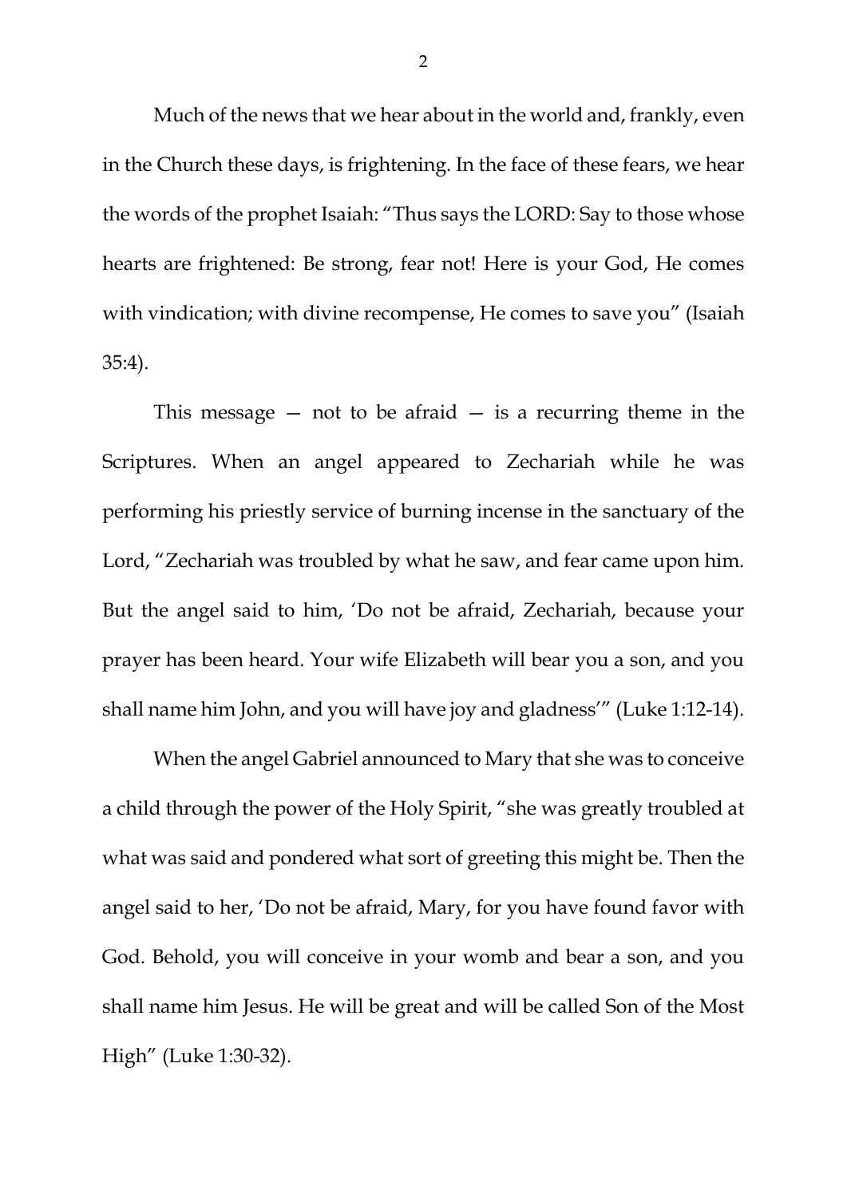Much of the news that we hear about in the world and, frankly, even in the Church these days, is frightening. In the face of these fears, we hear the words of the prophet Isaiah: "Thus says the LORD: Say to those whose hearts are frightened: Be strong, fear not! Here is your God, He comes with vindication; with divine recompense, He comes to save you" (Isaiah 35:4).

This message — not to be afraid — is a recurring theme in the Scriptures. When an angel appeared to Zechariah while he was performing his priestly service of burning incense in the sanctuary of the Lord, "Zechariah was troubled by what he saw, and fear came upon him. But the angel said to him, 'Do not be afraid, Zechariah, because your prayer has been heard. Your wife Elizabeth will bear you a son, and you shall name him John, and you will have joy and gladness'" (Luke 1:12-14).

When the angel Gabriel announced to Mary that she was to conceive a child through the power of the Holy Spirit, "she was greatly troubled at what was said and pondered what sort of greeting this might be. Then the angel said to her, 'Do not be afraid, Mary, for you have found favor with God. Behold, you will conceive in your womb and bear a son, and you shall name him Jesus. He will be great and will be called Son of the Most High" (Luke 1:30-32).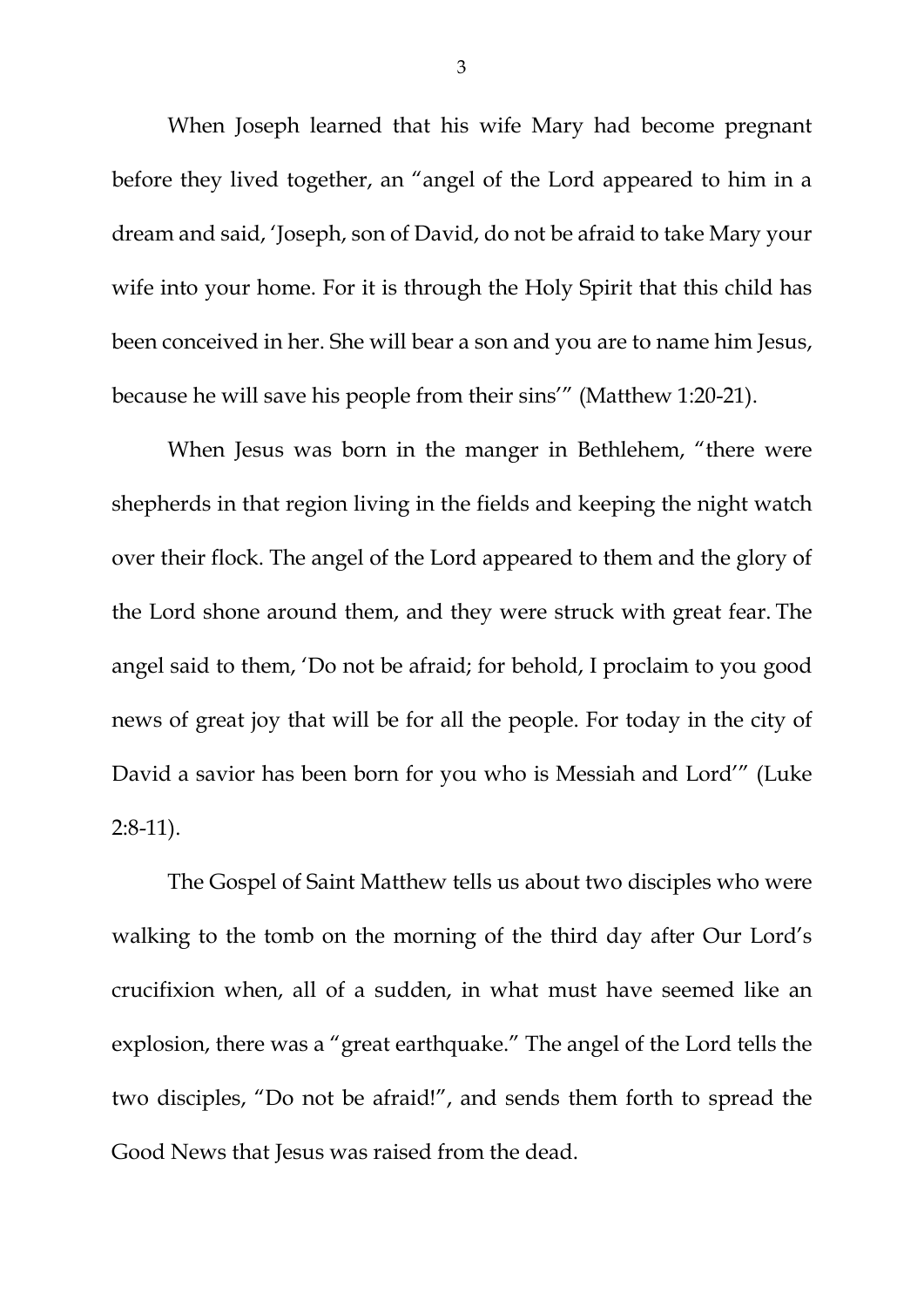When Joseph learned that his wife Mary had become pregnant before they lived together, an "angel of the Lord appeared to him in a dream and said, 'Joseph, son of David, do not be afraid to take Mary your wife into your home. For it is through the Holy Spirit that this child has been conceived in her. She will bear a son and you are to name him Jesus, because he will save his people from their sins'" (Matthew 1:20-21).

When Jesus was born in the manger in Bethlehem, "there were shepherds in that region living in the fields and keeping the night watch over their flock. The angel of the Lord appeared to them and the glory of the Lord shone around them, and they were struck with great fear. The angel said to them, 'Do not be afraid; for behold, I proclaim to you good news of great joy that will be for all the people. For today in the city of David a savior has been born for you who is Messiah and Lord'" (Luke 2:8-11).

The Gospel of Saint Matthew tells us about two disciples who were walking to the tomb on the morning of the third day after Our Lord's crucifixion when, all of a sudden, in what must have seemed like an explosion, there was a "great earthquake." The angel of the Lord tells the two disciples, "Do not be afraid!", and sends them forth to spread the Good News that Jesus was raised from the dead.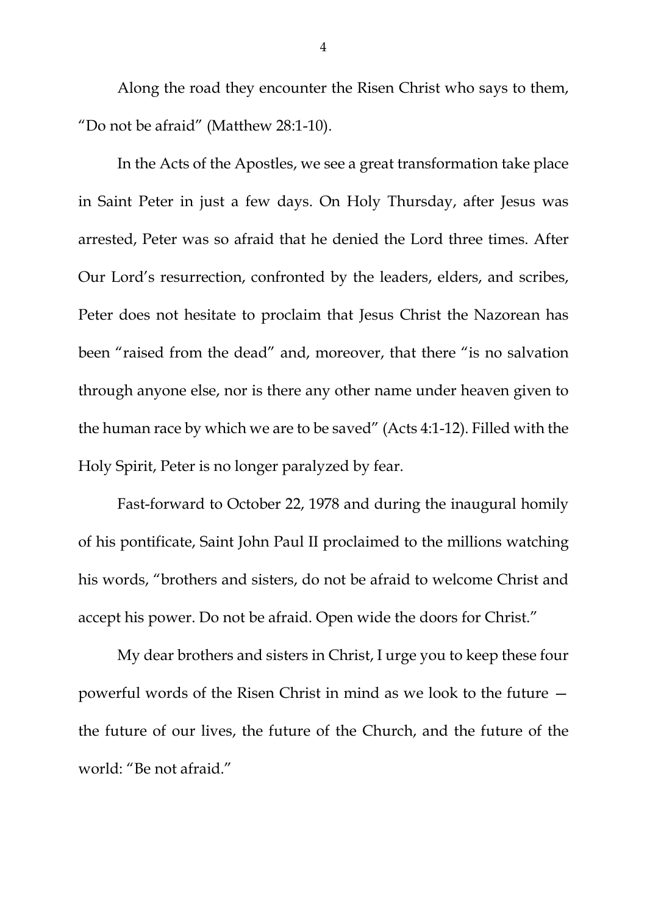Along the road they encounter the Risen Christ who says to them, "Do not be afraid" (Matthew 28:1-10).

In the Acts of the Apostles, we see a great transformation take place in Saint Peter in just a few days. On Holy Thursday, after Jesus was arrested, Peter was so afraid that he denied the Lord three times. After Our Lord's resurrection, confronted by the leaders, elders, and scribes, Peter does not hesitate to proclaim that Jesus Christ the Nazorean has been "raised from the dead" and, moreover, that there "is no salvation through anyone else, nor is there any other name under heaven given to the human race by which we are to be saved" (Acts 4:1-12). Filled with the Holy Spirit, Peter is no longer paralyzed by fear.

Fast-forward to October 22, 1978 and during the inaugural homily of his pontificate, Saint John Paul II proclaimed to the millions watching his words, "brothers and sisters, do not be afraid to welcome Christ and accept his power. Do not be afraid. Open wide the doors for Christ."

My dear brothers and sisters in Christ, I urge you to keep these four powerful words of the Risen Christ in mind as we look to the future — the future of our lives, the future of the Church, and the future of the world: "Be not afraid."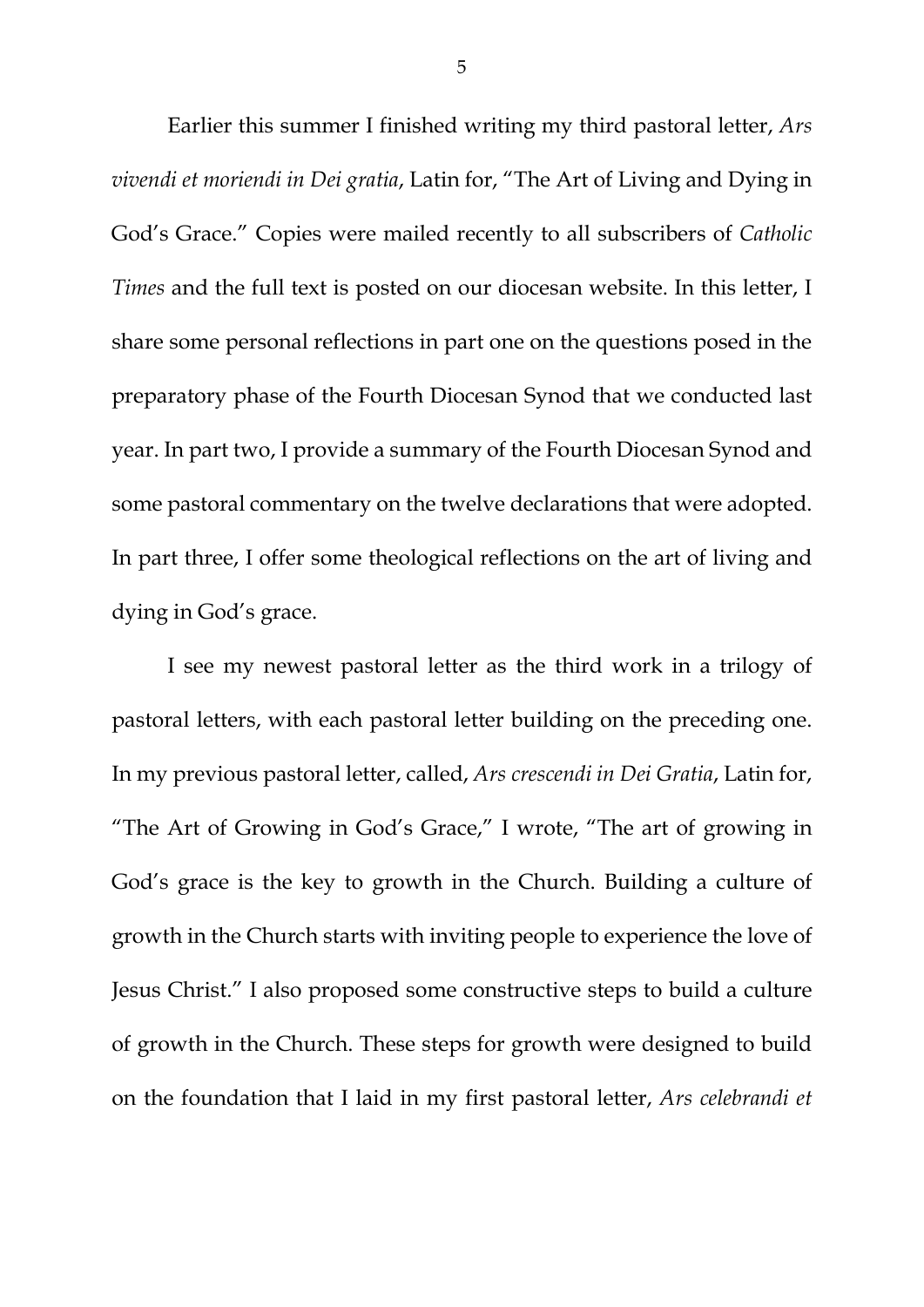Earlier this summer I finished writing my third pastoral letter, *Ars vivendi et moriendi in Dei gratia*, Latin for, "The Art of Living and Dying in God's Grace." Copies were mailed recently to all subscribers of *Catholic Times* and the full text is posted on our diocesan website. In this letter, I share some personal reflections in part one on the questions posed in the preparatory phase of the Fourth Diocesan Synod that we conducted last year. In part two, I provide a summary of the Fourth Diocesan Synod and some pastoral commentary on the twelve declarations that were adopted. In part three, I offer some theological reflections on the art of living and dying in God's grace.

I see my newest pastoral letter as the third work in a trilogy of pastoral letters, with each pastoral letter building on the preceding one. In my previous pastoral letter, called, *Ars crescendi in Dei Gratia*, Latin for, "The Art of Growing in God's Grace," I wrote, "The art of growing in God's grace is the key to growth in the Church. Building a culture of growth in the Church starts with inviting people to experience the love of Jesus Christ." I also proposed some constructive steps to build a culture of growth in the Church. These steps for growth were designed to build on the foundation that I laid in my first pastoral letter, *Ars celebrandi et*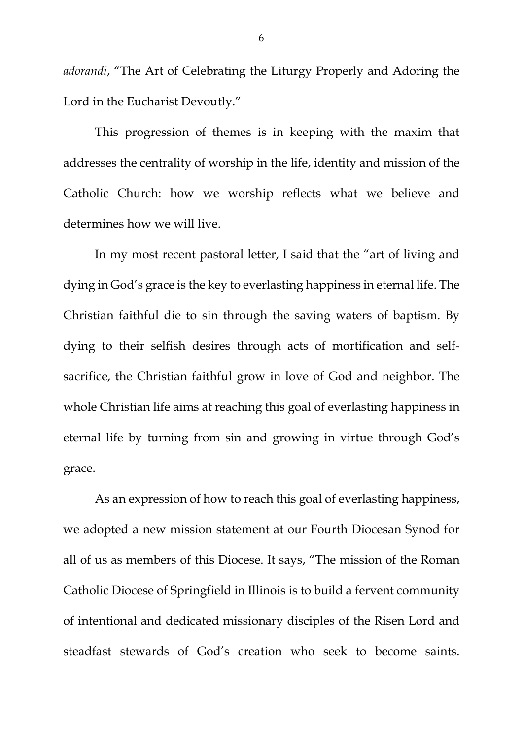*adorandi*, "The Art of Celebrating the Liturgy Properly and Adoring the Lord in the Eucharist Devoutly."

This progression of themes is in keeping with the maxim that addresses the centrality of worship in the life, identity and mission of the Catholic Church: how we worship reflects what we believe and determines how we will live.

In my most recent pastoral letter, I said that the "art of living and dying in God's grace is the key to everlasting happiness in eternal life. The Christian faithful die to sin through the saving waters of baptism. By dying to their selfish desires through acts of mortification and self-sacrifice, the Christian faithful grow in love of God and neighbor. The whole Christian life aims at reaching this goal of everlasting happiness in eternal life by turning from sin and growing in virtue through God's grace.

As an expression of how to reach this goal of everlasting happiness, we adopted a new mission statement at our Fourth Diocesan Synod for all of us as members of this Diocese. It says, "The mission of the Roman Catholic Diocese of Springfield in Illinois is to build a fervent community of intentional and dedicated missionary disciples of the Risen Lord and steadfast stewards of God's creation who seek to become saints.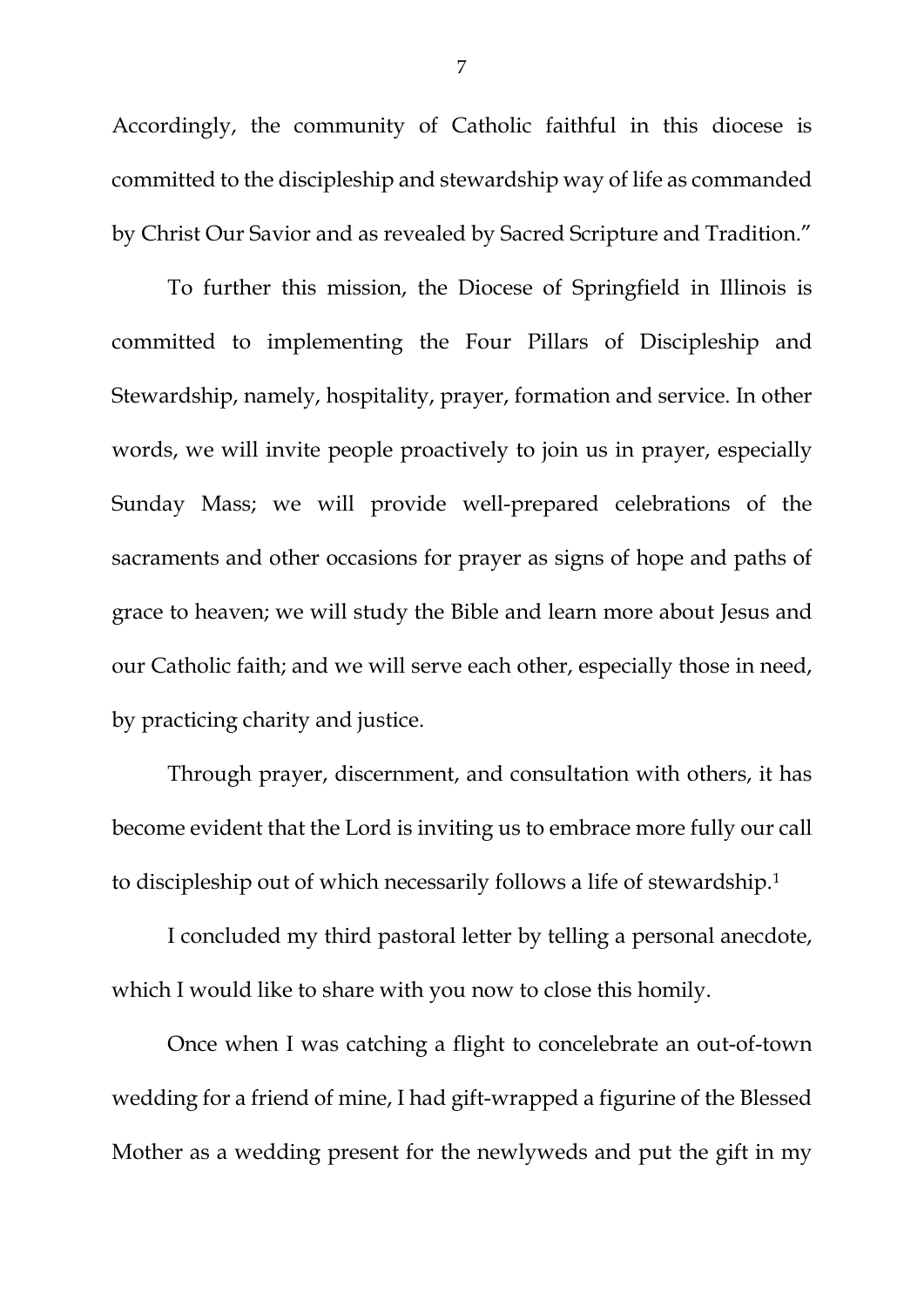Accordingly, the community of Catholic faithful in this diocese is committed to the discipleship and stewardship way of life as commanded by Christ Our Savior and as revealed by Sacred Scripture and Tradition."

To further this mission, the Diocese of Springfield in Illinois is committed to implementing the Four Pillars of Discipleship and Stewardship, namely, hospitality, prayer, formation and service. In other words, we will invite people proactively to join us in prayer, especially Sunday Mass; we will provide well-prepared celebrations of the sacraments and other occasions for prayer as signs of hope and paths of grace to heaven; we will study the Bible and learn more about Jesus and our Catholic faith; and we will serve each other, especially those in need, by practicing charity and justice.

Through prayer, discernment, and consultation with others, it has become evident that the Lord is inviting us to embrace more fully our call to discipleship out of which necessarily follows a life of stewardship.[1]

I concluded my third pastoral letter by telling a personal anecdote, which I would like to share with you now to close this homily.

Once when I was catching a flight to concelebrate an out-of-town wedding for a friend of mine, I had gift-wrapped a figurine of the Blessed Mother as a wedding present for the newlyweds and put the gift in my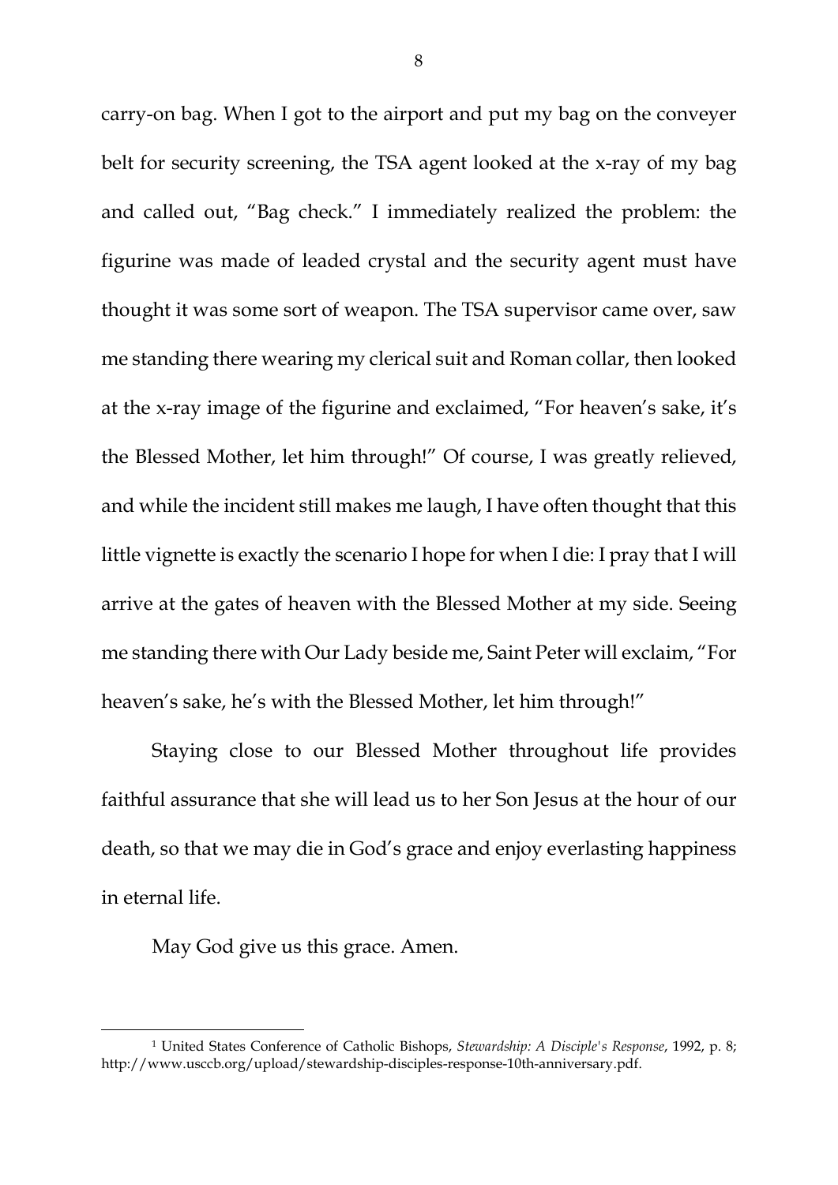carry-on bag. When I got to the airport and put my bag on the conveyer belt for security screening, the TSA agent looked at the x-ray of my bag and called out, "Bag check." I immediately realized the problem: the figurine was made of leaded crystal and the security agent must have thought it was some sort of weapon. The TSA supervisor came over, saw me standing there wearing my clerical suit and Roman collar, then looked at the x-ray image of the figurine and exclaimed, "For heaven's sake, it's the Blessed Mother, let him through!" Of course, I was greatly relieved, and while the incident still makes me laugh, I have often thought that this little vignette is exactly the scenario I hope for when I die: I pray that I will arrive at the gates of heaven with the Blessed Mother at my side. Seeing me standing there with Our Lady beside me, Saint Peter will exclaim, "For heaven's sake, he's with the Blessed Mother, let him through!"

Staying close to our Blessed Mother throughout life provides faithful assurance that she will lead us to her Son Jesus at the hour of our death, so that we may die in God's grace and enjoy everlasting happiness in eternal life.

May God give us this grace. Amen.

---

[1] United States Conference of Catholic Bishops, *Stewardship: A Disciple's Response*, 1992, p. 8; http://www.usccb.org/upload/stewardship-disciples-response-10th-anniversary.pdf.